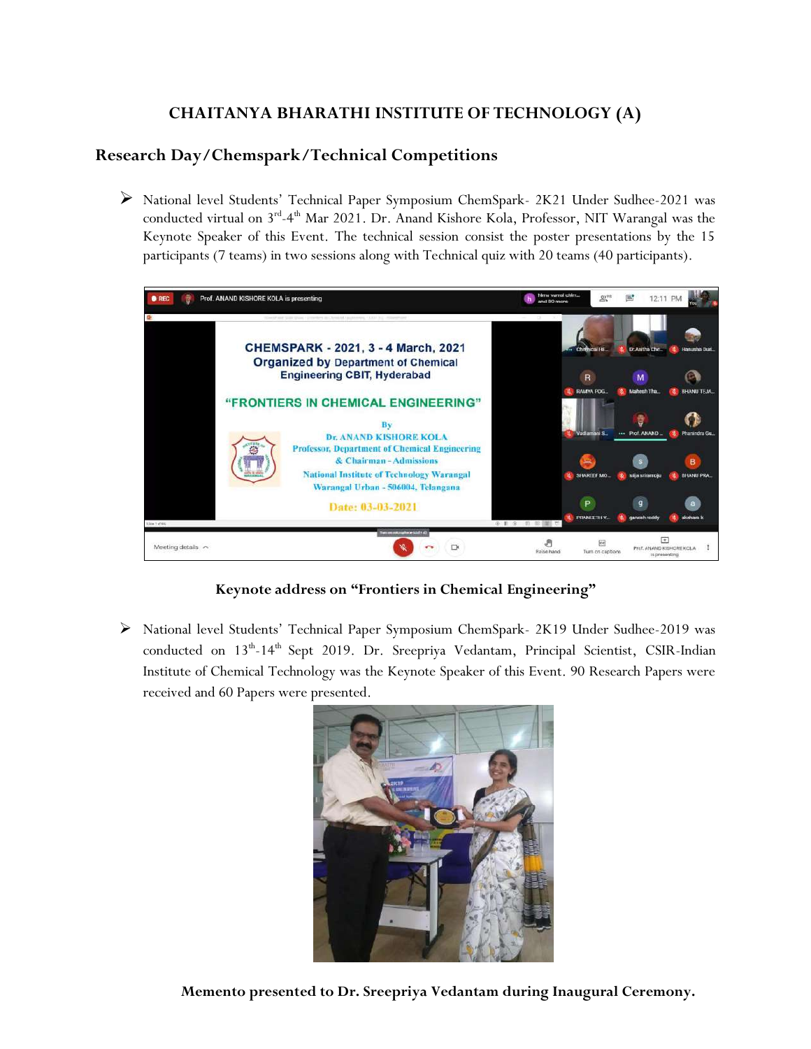# CHAITANYA BHARATHI INSTITUTE OF TECHNOLOGY (A)

## Research Day/Chemspark/Technical Competitions

- National level Students' Technical Paper Symposium ChemSpark- 2K21 Under Sudhee-2021 was conducted virtual on 3rd-4th Mar 2021. Dr. Anand Kishore Kola, Professor, NIT Warangal was the Keynote Speaker of this Event. The technical session consist the poster presentations by the 15 participants (7 teams) in two sessions along with Technical quiz with 20 teams (40 participants).

**Keynote address on "Frontiers in Chemical Engineering"**

- National level Students' Technical Paper Symposium ChemSpark- 2K19 Under Sudhee-2019 was conducted on 13th-14th Sept 2019. Dr. Sreepriya Vedantam, Principal Scientist, CSIR-Indian Institute of Chemical Technology was the Keynote Speaker of this Event. 90 Research Papers were received and 60 Papers were presented.

**Memento presented to Dr. Sreepriya Vedantam during Inaugural Ceremony.**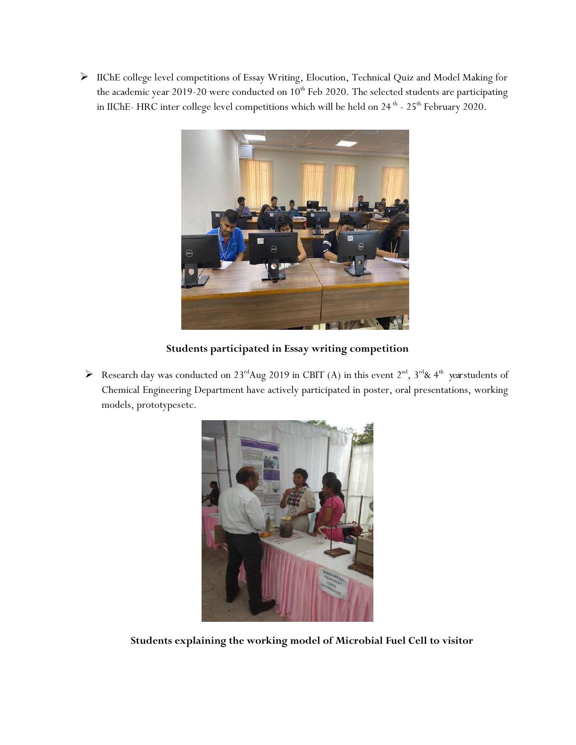- IIChE college level competitions of Essay Writing, Elocution, Technical Quiz and Model Making for the academic year 2019-20 were conducted on 10th Feb 2020. The selected students are participating in IIChE- HRC inter college level competitions which will be held on 24th - 25th February 2020.

**Students participated in Essay writing competition**

- Research day was conducted on 23rdAug 2019 in CBIT (A) in this event 2nd, 3rd& 4th yearstudents of Chemical Engineering Department have actively participated in poster, oral presentations, working models, prototypesetc.

**Students explaining the working model of Microbial Fuel Cell to visitor**